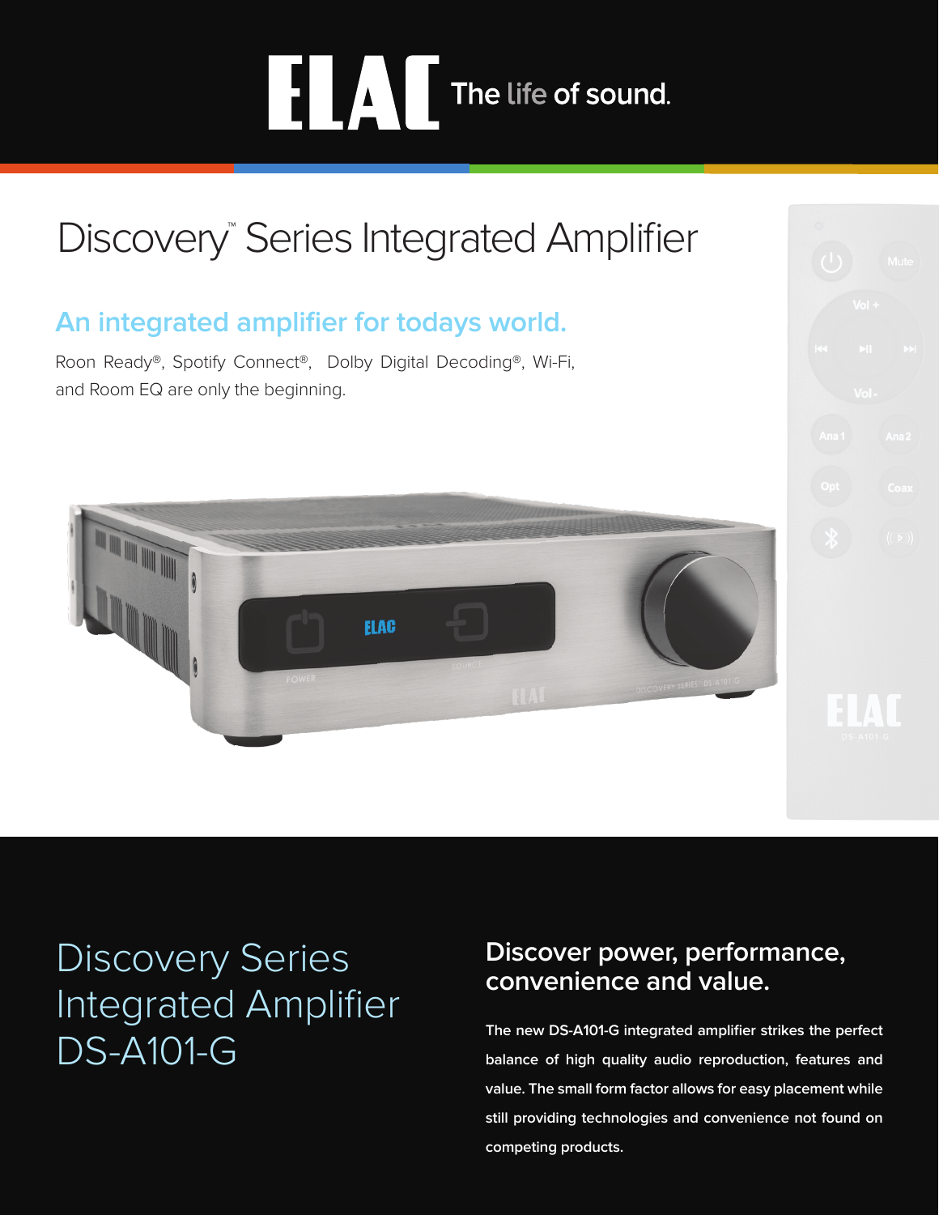ELAC The life of sound.

# Discovery™ Series Integrated Amplifier

## An integrated amplifier for todays world.

Roon Ready®, Spotify Connect®, Dolby Digital Decoding®, Wi-Fi, and Room EQ are only the beginning.

# Discovery Series Integrated Amplifier DS-A101-G

## Discover power, performance, convenience and value.

The new DS-A101-G integrated amplifier strikes the perfect balance of high quality audio reproduction, features and value. The small form factor allows for easy placement while still providing technologies and convenience not found on competing products.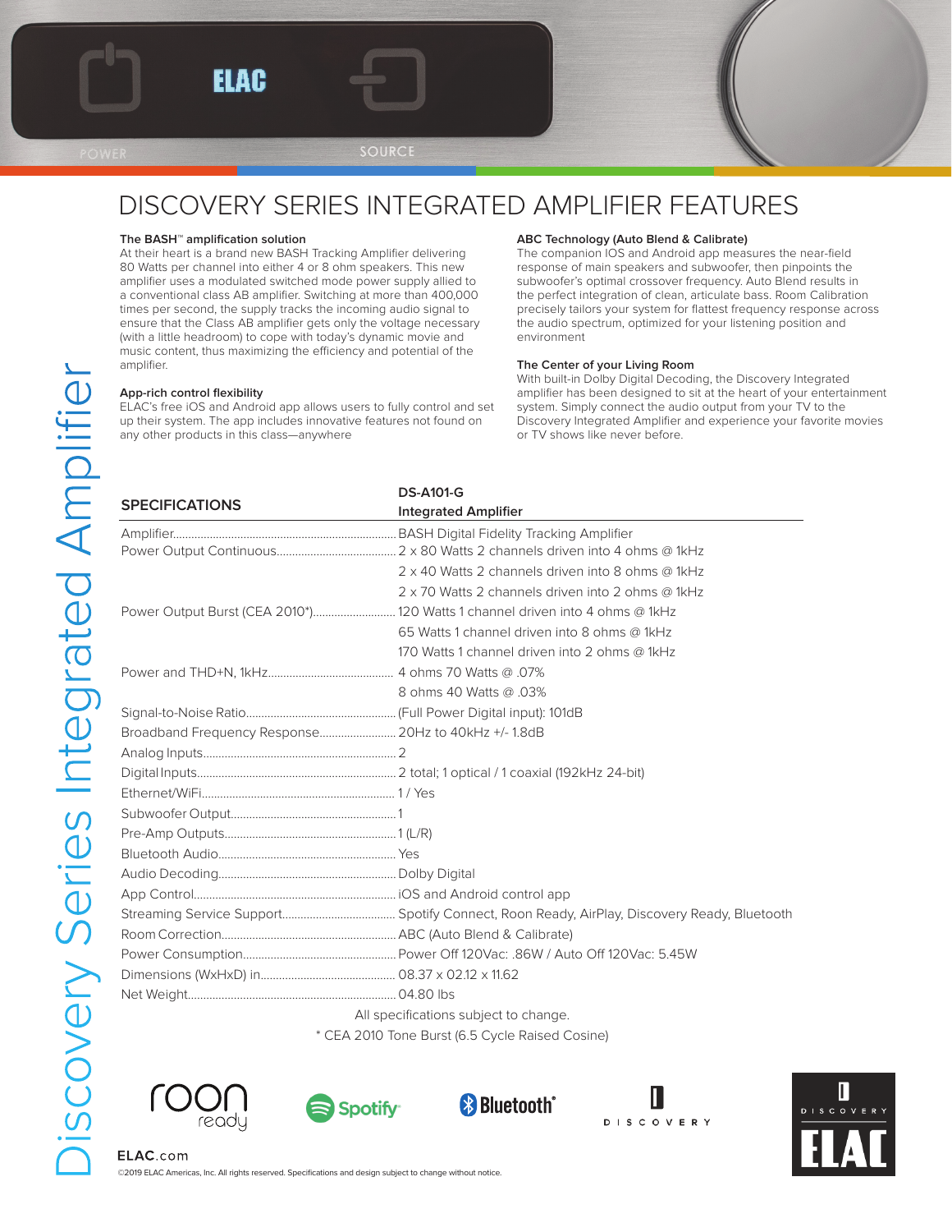# DISCOVERY SERIES INTEGRATED AMPLIFIER FEATURES

**The BASH™ amplification solution**
At their heart is a brand new BASH Tracking Amplifier delivering 80 Watts per channel into either 4 or 8 ohm speakers. This new amplifier uses a modulated switched mode power supply allied to a conventional class AB amplifier. Switching at more than 400,000 times per second, the supply tracks the incoming audio signal to ensure that the Class AB amplifier gets only the voltage necessary (with a little headroom) to cope with today's dynamic movie and music content, thus maximizing the efficiency and potential of the amplifier.

**App-rich control flexibility**
ELAC's free iOS and Android app allows users to fully control and set up their system. The app includes innovative features not found on any other products in this class—anywhere

**ABC Technology (Auto Blend & Calibrate)**
The companion IOS and Android app measures the near-field response of main speakers and subwoofer, then pinpoints the subwoofer's optimal crossover frequency. Auto Blend results in the perfect integration of clean, articulate bass. Room Calibration precisely tailors your system for flattest frequency response across the audio spectrum, optimized for your listening position and environment

**The Center of your Living Room**
With built-in Dolby Digital Decoding, the Discovery Integrated amplifier has been designed to sit at the heart of your entertainment system. Simply connect the audio output from your TV to the Discovery Integrated Amplifier and experience your favorite movies or TV shows like never before.

| SPECIFICATIONS | DS-A101-G Integrated Amplifier |
|---|---|
| Amplifier | BASH Digital Fidelity Tracking Amplifier |
| Power Output Continuous | 2 x 80 Watts 2 channels driven into 4 ohms @ 1kHz |
| | 2 x 40 Watts 2 channels driven into 8 ohms @ 1kHz |
| | 2 x 70 Watts 2 channels driven into 2 ohms @ 1kHz |
| Power Output Burst (CEA 2010*) | 120 Watts 1 channel driven into 4 ohms @ 1kHz |
| | 65 Watts 1 channel driven into 8 ohms @ 1kHz |
| | 170 Watts 1 channel driven into 2 ohms @ 1kHz |
| Power and THD+N, 1kHz | 4 ohms 70 Watts @ .07% |
| | 8 ohms 40 Watts @ .03% |
| Signal-to-Noise Ratio | (Full Power Digital input): 101dB |
| Broadband Frequency Response | 20Hz to 40kHz +/- 1.8dB |
| Analog Inputs | 2 |
| Digital Inputs | 2 total; 1 optical / 1 coaxial (192kHz 24-bit) |
| Ethernet/WiFi | 1 / Yes |
| Subwoofer Output | 1 |
| Pre-Amp Outputs | 1 (L/R) |
| Bluetooth Audio | Yes |
| Audio Decoding | Dolby Digital |
| App Control | iOS and Android control app |
| Streaming Service Support | Spotify Connect, Roon Ready, AirPlay, Discovery Ready, Bluetooth |
| Room Correction | ABC (Auto Blend & Calibrate) |
| Power Consumption | Power Off 120Vac: .86W / Auto Off 120Vac: 5.45W |
| Dimensions (WxHxD) in | 08.37 x 02.12 x 11.62 |
| Net Weight | 04.80 lbs |

All specifications subject to change.

* CEA 2010 Tone Burst (6.5 Cycle Raised Cosine)

ELAC.com

©2019 ELAC Americas, Inc. All rights reserved. Specifications and design subject to change without notice.